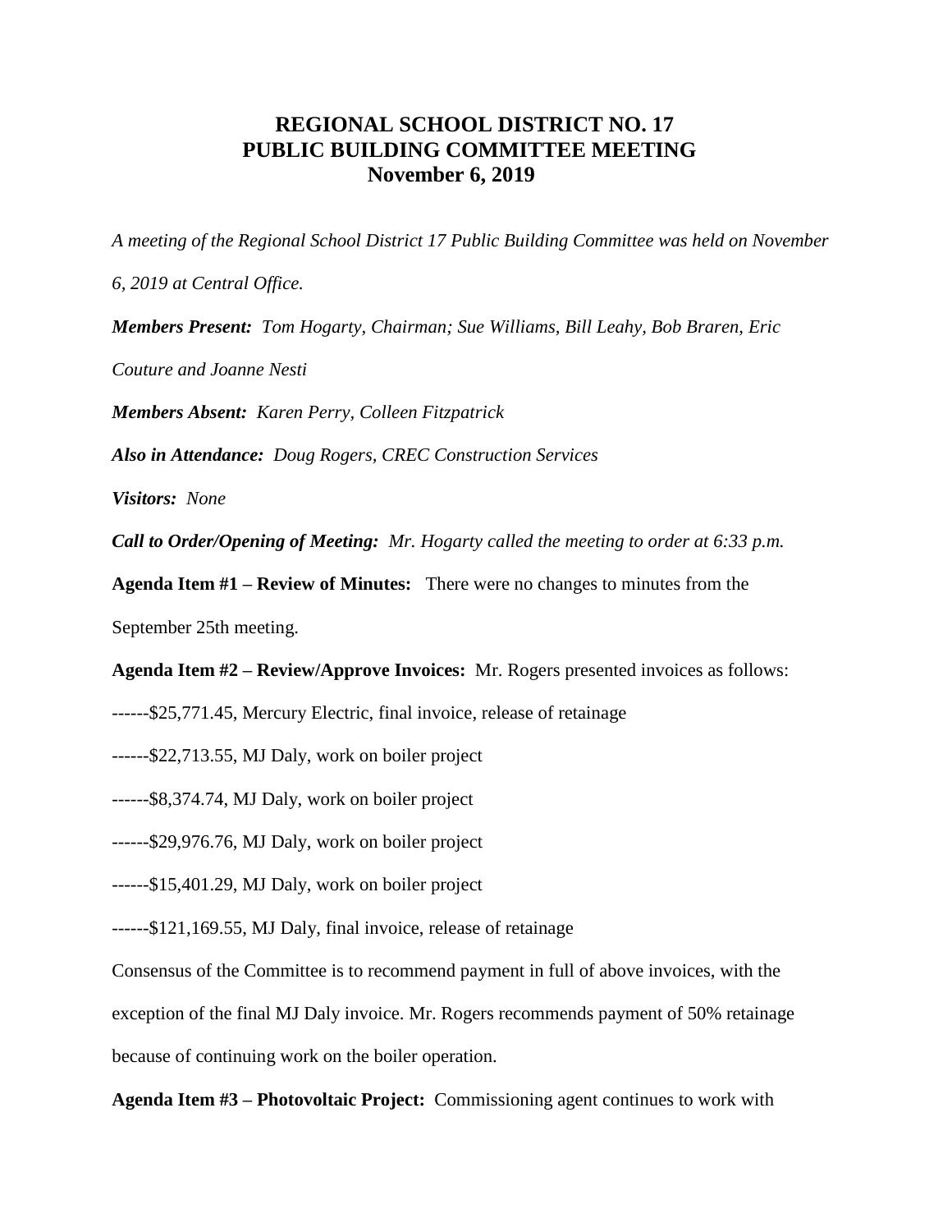# REGIONAL SCHOOL DISTRICT NO. 17
# PUBLIC BUILDING COMMITTEE MEETING
# November 6, 2019

*A meeting of the Regional School District 17 Public Building Committee was held on November 6, 2019 at Central Office.*

***Members Present:*** *Tom Hogarty, Chairman; Sue Williams, Bill Leahy, Bob Braren, Eric Couture and Joanne Nesti*

***Members Absent:*** *Karen Perry, Colleen Fitzpatrick*

***Also in Attendance:*** *Doug Rogers, CREC Construction Services*

***Visitors:*** *None*

***Call to Order/Opening of Meeting:*** *Mr. Hogarty called the meeting to order at 6:33 p.m.*

**Agenda Item #1 – Review of Minutes:** There were no changes to minutes from the September 25th meeting.

**Agenda Item #2 – Review/Approve Invoices:** Mr. Rogers presented invoices as follows:

------$25,771.45, Mercury Electric, final invoice, release of retainage

------$22,713.55, MJ Daly, work on boiler project

------$8,374.74, MJ Daly, work on boiler project

------$29,976.76, MJ Daly, work on boiler project

------$15,401.29, MJ Daly, work on boiler project

------$121,169.55, MJ Daly, final invoice, release of retainage

Consensus of the Committee is to recommend payment in full of above invoices, with the exception of the final MJ Daly invoice. Mr. Rogers recommends payment of 50% retainage because of continuing work on the boiler operation.

**Agenda Item #3 – Photovoltaic Project:** Commissioning agent continues to work with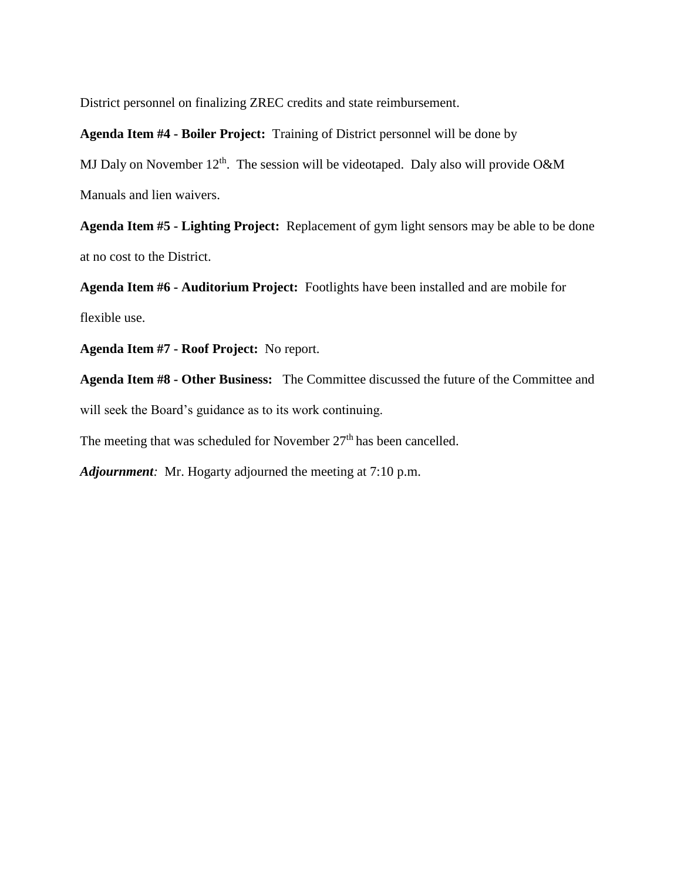District personnel on finalizing ZREC credits and state reimbursement.

**Agenda Item #4 - Boiler Project:** Training of District personnel will be done by MJ Daly on November 12th. The session will be videotaped. Daly also will provide O&M Manuals and lien waivers.

**Agenda Item #5 - Lighting Project:** Replacement of gym light sensors may be able to be done at no cost to the District.

**Agenda Item #6 - Auditorium Project:** Footlights have been installed and are mobile for flexible use.

**Agenda Item #7 - Roof Project:** No report.

**Agenda Item #8 - Other Business:** The Committee discussed the future of the Committee and will seek the Board's guidance as to its work continuing.

The meeting that was scheduled for November 27th has been cancelled.

***Adjournment****:* Mr. Hogarty adjourned the meeting at 7:10 p.m.